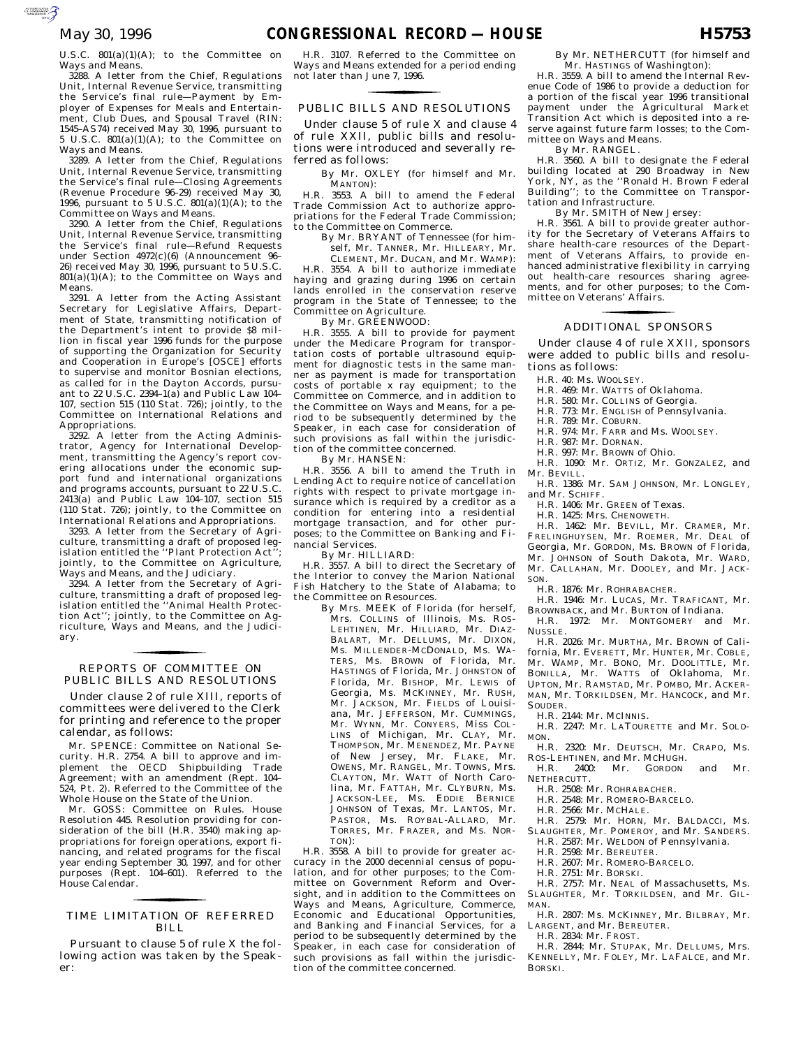U.S.C. 801(a)(1)(A); to the Committee on Ways and Means.

3288. A letter from the Chief, Regulations Unit, Internal Revenue Service, transmitting the Service's final rule—Payment by Employer of Expenses for Meals and Entertainment, Club Dues, and Spousal Travel (RIN: 1545–AS74) received May 30, 1996, pursuant to 5 U.S.C. 801(a)(1)(A); to the Committee on Ways and Means.

3289. A letter from the Chief, Regulations Unit, Internal Revenue Service, transmitting the Service's final rule—Closing Agreements (Revenue Procedure 96–29) received May 30, 1996, pursuant to 5 U.S.C. 801(a)(1)(A); to the Committee on Ways and Means.

3290. A letter from the Chief, Regulations Unit, Internal Revenue Service, transmitting the Service's final rule—Refund Requests under Section 4972(c)(6) (Announcement 96–26) received May 30, 1996, pursuant to 5 U.S.C. 801(a)(1)(A); to the Committee on Ways and Means.

3291. A letter from the Acting Assistant Secretary for Legislative Affairs, Department of State, transmitting notification of the Department's intent to provide $8 million in fiscal year 1996 funds for the purpose of supporting the Organization for Security and Cooperation in Europe's [OSCE] efforts to supervise and monitor Bosnian elections, as called for in the Dayton Accords, pursuant to 22 U.S.C. 2394–1(a) and Public Law 104–107, section 515 (110 Stat. 726); jointly, to the Committee on International Relations and Appropriations.

3292. A letter from the Acting Administrator, Agency for International Development, transmitting the Agency's report covering allocations under the economic support fund and international organizations and programs accounts, pursuant to 22 U.S.C. 2413(a) and Public Law 104–107, section 515 (110 Stat. 726); jointly, to the Committee on International Relations and Appropriations.

3293. A letter from the Secretary of Agriculture, transmitting a draft of proposed legislation entitled the ''Plant Protection Act''; jointly, to the Committee on Agriculture, Ways and Means, and the Judiciary.

3294. A letter from the Secretary of Agriculture, transmitting a draft of proposed legislation entitled the ''Animal Health Protection Act''; jointly, to the Committee on Agriculture, Ways and Means, and the Judiciary.

## REPORTS OF COMMITTEE ON PUBLIC BILLS AND RESOLUTIONS

Under clause 2 of rule XIII, reports of committees were delivered to the Clerk for printing and reference to the proper calendar, as follows:

Mr. SPENCE: Committee on National Security. H.R. 2754. A bill to approve and implement the OECD Shipbuilding Trade Agreement; with an amendment (Rept. 104–524, Pt. 2). Referred to the Committee of the Whole House on the State of the Union.

Mr. GOSS: Committee on Rules. House Resolution 445. Resolution providing for consideration of the bill (H.R. 3540) making appropriations for foreign operations, export financing, and related programs for the fiscal year ending September 30, 1997, and for other purposes (Rept. 104–601). Referred to the House Calendar.

## TIME LIMITATION OF REFERRED BILL

Pursuant to clause 5 of rule X the following action was taken by the Speaker:

H.R. 3107. Referred to the Committee on Ways and Means extended for a period ending not later than June 7, 1996.

## PUBLIC BILLS AND RESOLUTIONS

Under clause 5 of rule X and clause 4 of rule XXII, public bills and resolutions were introduced and severally referred as follows:

By Mr. OXLEY (for himself and Mr. MANTON):

H.R. 3553. A bill to amend the Federal Trade Commission Act to authorize appropriations for the Federal Trade Commission; to the Committee on Commerce.

By Mr. BRYANT of Tennessee (for himself, Mr. TANNER, Mr. HILLEARY, Mr. CLEMENT, Mr. DUCAN, and Mr. WAMP):

H.R. 3554. A bill to authorize immediate haying and grazing during 1996 on certain lands enrolled in the conservation reserve program in the State of Tennessee; to the Committee on Agriculture.

By Mr. GREENWOOD:

H.R. 3555. A bill to provide for payment under the Medicare Program for transportation costs of portable ultrasound equipment for diagnostic tests in the same manner as payment is made for transportation costs of portable x ray equipment; to the Committee on Commerce, and in addition to the Committee on Ways and Means, for a period to be subsequently determined by the Speaker, in each case for consideration of such provisions as fall within the jurisdiction of the committee concerned.

By Mr. HANSEN:

H.R. 3556. A bill to amend the Truth in Lending Act to require notice of cancellation rights with respect to private mortgage insurance which is required by a creditor as a condition for entering into a residential mortgage transaction, and for other purposes; to the Committee on Banking and Financial Services.

By Mr. HILLIARD:

H.R. 3557. A bill to direct the Secretary of the Interior to convey the Marion National Fish Hatchery to the State of Alabama; to the Committee on Resources.

By Mrs. MEEK of Florida (for herself, Mrs. COLLINS of Illinois, Ms. ROS-LEHTINEN, Mr. HILLIARD, Mr. DIAZ-BALART, Mr. DELLUMS, Mr. DIXON, Ms. MILLENDER-MCDONALD, Ms. WATERS, Ms. BROWN of Florida, Mr. HASTINGS of Florida, Mr. JOHNSTON of Florida, Mr. BISHOP, Mr. LEWIS of Georgia, Ms. MCKINNEY, Mr. RUSH, Mr. JACKSON, Mr. FIELDS of Louisiana, Mr. JEFFERSON, Mr. CUMMINGS, Mr. WYNN, Mr. CONYERS, Miss COLLINS of Michigan, Mr. CLAY, Mr. THOMPSON, Mr. MENENDEZ, Mr. PAYNE of New Jersey, Mr. FLAKE, Mr. OWENS, Mr. RANGEL, Mr. TOWNS, Mrs. CLAYTON, Mr. WATT of North Carolina, Mr. FATTAH, Mr. CLYBURN, Ms. JACKSON-LEE, Ms. EDDIE BERNICE JOHNSON of Texas, Mr. LANTOS, Mr. PASTOR, Ms. ROYBAL-ALLARD, Mr. TORRES, Mr. FRAZER, and Ms. NORTON):

H.R. 3558. A bill to provide for greater accuracy in the 2000 decennial census of population, and for other purposes; to the Committee on Government Reform and Oversight, and in addition to the Committees on Ways and Means, Agriculture, Commerce, Economic and Educational Opportunities, and Banking and Financial Services, for a period to be subsequently determined by the Speaker, in each case for consideration of such provisions as fall within the jurisdiction of the committee concerned.

By Mr. NETHERCUTT (for himself and Mr. HASTINGS of Washington):

H.R. 3559. A bill to amend the Internal Revenue Code of 1986 to provide a deduction for a portion of the fiscal year 1996 transitional payment under the Agricultural Market Transition Act which is deposited into a reserve against future farm losses; to the Committee on Ways and Means.

By Mr. RANGEL.

H.R. 3560. A bill to designate the Federal building located at 290 Broadway in New York, NY, as the ''Ronald H. Brown Federal Building''; to the Committee on Transportation and Infrastructure.

By Mr. SMITH of New Jersey:

H.R. 3561. A bill to provide greater authority for the Secretary of Veterans Affairs to share health-care resources of the Department of Veterans Affairs, to provide enhanced administrative flexibility in carrying out health-care resources sharing agreements, and for other purposes; to the Committee on Veterans' Affairs.

## ADDITIONAL SPONSORS

Under clause 4 of rule XXII, sponsors were added to public bills and resolutions as follows:

H.R. 40: Ms. WOOLSEY.

H.R. 469: Mr. WATTS of Oklahoma.

H.R. 580: Mr. COLLINS of Georgia.

H.R. 773: Mr. ENGLISH of Pennsylvania.

H.R. 789: Mr. COBURN.

H.R. 974: Mr. FARR and Ms. WOOLSEY.

H.R. 987: Mr. DORNAN.

H.R. 997: Mr. BROWN of Ohio.

H.R. 1090: Mr. ORTIZ, Mr. GONZALEZ, and Mr. BEVILL.

H.R. 1386: Mr. SAM JOHNSON, Mr. LONGLEY, and Mr. SCHIFF.

H.R. 1406: Mr. GREEN of Texas.

H.R. 1425: Mrs. CHENOWETH.

H.R. 1462: Mr. BEVILL, Mr. CRAMER, Mr. FRELINGHUYSEN, Mr. ROEMER, Mr. DEAL of Georgia, Mr. GORDON, Ms. BROWN of Florida, Mr. JOHNSON of South Dakota, Mr. WARD, Mr. CALLAHAN, Mr. DOOLEY, and Mr. JACKSON.

H.R. 1876: Mr. ROHRABACHER.

H.R. 1946: Mr. LUCAS, Mr. TRAFICANT, Mr. BROWNBACK, and Mr. BURTON of Indiana.

H.R. 1972: Mr. MONTGOMERY and Mr. NUSSLE.

H.R. 2026: Mr. MURTHA, Mr. BROWN of California, Mr. EVERETT, Mr. HUNTER, Mr. COBLE, Mr. WAMP, Mr. BONO, Mr. DOOLITTLE, Mr. BONILLA, Mr. WATTS of Oklahoma, Mr. UPTON, Mr. RAMSTAD, Mr. POMBO, Mr. ACKERMAN, Mr. TORKILDSEN, Mr. HANCOCK, and Mr. SOUDER.

H.R. 2144: Mr. MCINNIS.

H.R. 2247: Mr. LATOURETTE and Mr. SOLOMON.

H.R. 2320: Mr. DEUTSCH, Mr. CRAPO, Ms. ROS-LEHTINEN, and Mr. MCHUGH.

H.R. 2400: Mr. GORDON and Mr. NETHERCUTT.

H.R. 2508: Mr. ROHRABACHER.

H.R. 2548: Mr. ROMERO-BARCELO.

H.R. 2566: Mr. MCHALE.

H.R. 2579: Mr. HORN, Mr. BALDACCI, Ms. SLAUGHTER, Mr. POMEROY, and Mr. SANDERS.

H.R. 2587: Mr. WELDON of Pennsylvania.

H.R. 2598: Mr. BEREUTER.

H.R. 2607: Mr. ROMERO-BARCELO.

H.R. 2751: Mr. BORSKI.

H.R. 2757: Mr. NEAL of Massachusetts, Ms. SLAUGHTER, Mr. TORKILDSEN, and Mr. GILMAN.

H.R. 2807: Ms. MCKINNEY, Mr. BILBRAY, Mr. LARGENT, and Mr. BEREUTER.

H.R. 2834: Mr. FROST.

H.R. 2844: Mr. STUPAK, Mr. DELLUMS, Mrs. KENNELLY, Mr. FOLEY, Mr. LAFALCE, and Mr. BORSKI.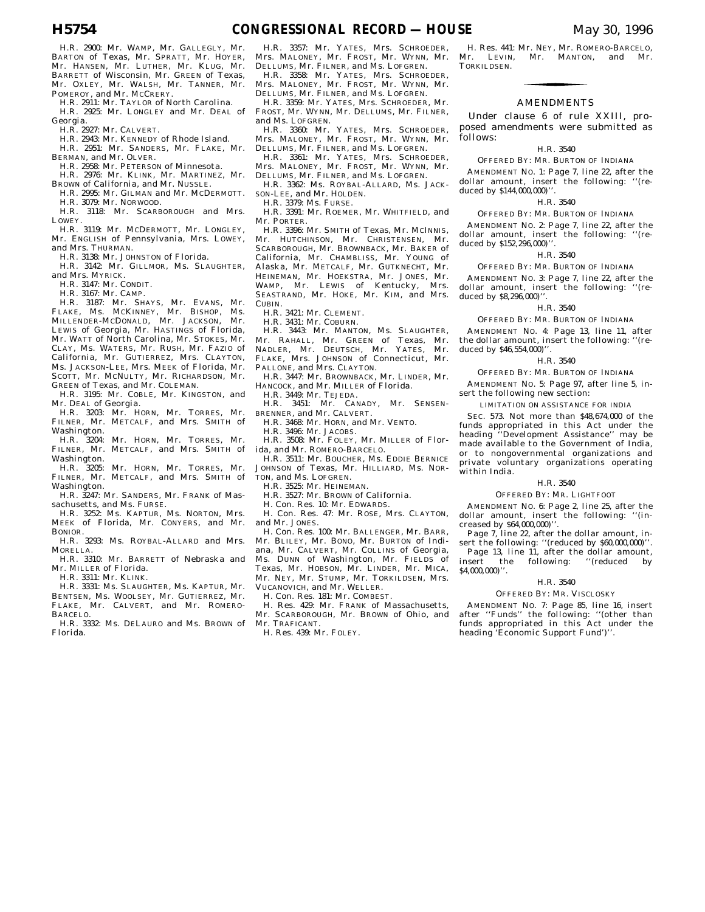H.R. 2900: Mr. WAMP, Mr. GALLEGLY, Mr. BARTON of Texas, Mr. SPRATT, Mr. HOYER, Mr. HANSEN, Mr. LUTHER, Mr. KLUG, Mr. BARRETT of Wisconsin, Mr. GREEN of Texas, Mr. OXLEY, Mr. WALSH, Mr. TANNER, Mr. POMEROY, and Mr. MCCRERY.

H.R. 2911: Mr. TAYLOR of North Carolina.

H.R. 2925: Mr. LONGLEY and Mr. DEAL of Georgia.

H.R. 2927: Mr. CALVERT.

H.R. 2943: Mr. KENNEDY of Rhode Island.

H.R. 2951: Mr. SANDERS, Mr. FLAKE, Mr. BERMAN, and Mr. OLVER.

H.R. 2958: Mr. PETERSON of Minnesota.

H.R. 2976: Mr. KLINK, Mr. MARTINEZ, Mr. BROWN of California, and Mr. NUSSLE.

H.R. 2995: Mr. GILMAN and Mr. MCDERMOTT.

H.R. 3079: Mr. NORWOOD.

H.R. 3118: Mr. SCARBOROUGH and Mrs. LOWEY.

H.R. 3119: Mr. MCDERMOTT, Mr. LONGLEY, Mr. ENGLISH of Pennsylvania, Mrs. LOWEY, and Mrs. THURMAN.

H.R. 3138: Mr. JOHNSTON of Florida.

H.R. 3142: Mr. GILLMOR, Ms. SLAUGHTER, and Mrs. MYRICK.

H.R. 3147: Mr. CONDIT.

H.R. 3167: Mr. CAMP.

H.R. 3187: Mr. SHAYS, Mr. EVANS, Mr. FLAKE, Ms. MCKINNEY, Mr. BISHOP, Ms. MILLENDER-MCDONALD, Mr. JACKSON, Mr. LEWIS of Georgia, Mr. HASTINGS of Florida, Mr. WATT of North Carolina, Mr. STOKES, Mr. CLAY, Ms. WATERS, Mr. RUSH, Mr. FAZIO of California, Mr. GUTIERREZ, Mrs. CLAYTON, Ms. JACKSON-LEE, Mrs. MEEK of Florida, Mr. SCOTT, Mr. MCNULTY, Mr. RICHARDSON, Mr. GREEN of Texas, and Mr. COLEMAN.

H.R. 3195: Mr. COBLE, Mr. KINGSTON, and Mr. DEAL of Georgia.

H.R. 3203: Mr. HORN, Mr. TORRES, Mr. FILNER, Mr. METCALF, and Mrs. SMITH of Washington.

H.R. 3204: Mr. HORN, Mr. TORRES, Mr. FILNER, Mr. METCALF, and Mrs. SMITH of Washington.

H.R. 3205: Mr. HORN, Mr. TORRES, Mr. FILNER, Mr. METCALF, and Mrs. SMITH of Washington.

H.R. 3247: Mr. SANDERS, Mr. FRANK of Massachusetts, and Ms. FURSE.

H.R. 3252: Ms. KAPTUR, Ms. NORTON, Mrs. MEEK of Florida, Mr. CONYERS, and Mr. BONIOR.

H.R. 3293: Ms. ROYBAL-ALLARD and Mrs. MORELLA.

H.R. 3310: Mr. BARRETT of Nebraska and Mr. MILLER of Florida.

H.R. 3311: Mr. KLINK.

H.R. 3331: Ms. SLAUGHTER, Ms. KAPTUR, Mr. BENTSEN, Ms. WOOLSEY, Mr. GUTIERREZ, Mr. FLAKE, Mr. CALVERT, and Mr. ROMERO-BARCELO.

H.R. 3332: Ms. DELAURO and Ms. BROWN of Florida.

H.R. 3357: Mr. YATES, Mrs. SCHROEDER, Mrs. MALONEY, Mr. FROST, Mr. WYNN, Mr. DELLUMS, Mr. FILNER, and Ms. LOFGREN.

H.R. 3358: Mr. YATES, Mrs. SCHROEDER, Mrs. MALONEY, Mr. FROST, Mr. WYNN, Mr. DELLUMS, Mr. FILNER, and Ms. LOFGREN.

H.R. 3359: Mr. YATES, Mrs. SCHROEDER, Mr. FROST, Mr. WYNN, Mr. DELLUMS, Mr. FILNER, and Ms. LOFGREN.

H.R. 3360: Mr. YATES, Mrs. SCHROEDER, Mrs. MALONEY, Mr. FROST, Mr. WYNN, Mr. DELLUMS, Mr. FILNER, and Ms. LOFGREN.

H.R. 3361: Mr. YATES, Mrs. SCHROEDER, Mrs. MALONEY, Mr. FROST, Mr. WYNN, Mr. DELLUMS, Mr. FILNER, and Ms. LOFGREN.

H.R. 3362: Ms. ROYBAL-ALLARD, Ms. JACKSON-LEE, and Mr. HOLDEN.

H.R. 3379: Ms. FURSE.

H.R. 3391: Mr. ROEMER, Mr. WHITFIELD, and Mr. PORTER.

H.R. 3396: Mr. SMITH of Texas, Mr. MCINNIS, Mr. HUTCHINSON, Mr. CHRISTENSEN, Mr. SCARBOROUGH, Mr. BROWNBACK, Mr. BAKER of California, Mr. CHAMBLISS, Mr. YOUNG of Alaska, Mr. METCALF, Mr. GUTKNECHT, Mr. HEINEMAN, Mr. HOEKSTRA, Mr. JONES, Mr. WAMP, Mr. LEWIS of Kentucky, Mrs. SEASTRAND, Mr. HOKE, Mr. KIM, and Mrs. CUBIN.

H.R. 3421: Mr. CLEMENT.

H.R. 3431: Mr. COBURN.

H.R. 3443: Mr. MANTON, Ms. SLAUGHTER, Mr. RAHALL, Mr. GREEN of Texas, Mr. NADLER, Mr. DEUTSCH, Mr. YATES, Mr. FLAKE, Mrs. JOHNSON of Connecticut, Mr. PALLONE, and Mrs. CLAYTON.

H.R. 3447: Mr. BROWNBACK, Mr. LINDER, Mr. HANCOCK, and Mr. MILLER of Florida.

H.R. 3449: Mr. TEJEDA.

H.R. 3451: Mr. CANADY, Mr. SENSENBRENNER, and Mr. CALVERT.

H.R. 3468: Mr. HORN, and Mr. VENTO.

H.R. 3496: Mr. JACOBS.

H.R. 3508: Mr. FOLEY, Mr. MILLER of Florida, and Mr. ROMERO-BARCELO.

H.R. 3511: Mr. BOUCHER, Ms. EDDIE BERNICE JOHNSON of Texas, Mr. HILLIARD, Ms. NORTON, and Ms. LOFGREN.

H.R. 3525: Mr. HEINEMAN.

H.R. 3527: Mr. BROWN of California.

H. Con. Res. 10: Mr. EDWARDS.

H. Con. Res. 47: Mr. ROSE, Mrs. CLAYTON, and Mr. JONES.

H. Con. Res. 100: Mr. BALLENGER, Mr. BARR, Mr. BLILEY, Mr. BONO, Mr. BURTON of Indiana, Mr. CALVERT, Mr. COLLINS of Georgia, Ms. DUNN of Washington, Mr. FIELDS of Texas, Mr. HOBSON, Mr. LINDER, Mr. MICA, Mr. NEY, Mr. STUMP, Mr. TORKILDSEN, Mrs. VUCANOVICH, and Mr. WELLER.

H. Con. Res. 181: Mr. COMBEST.

H. Res. 429: Mr. FRANK of Massachusetts, Mr. SCARBOROUGH, Mr. BROWN of Ohio, and Mr. TRAFICANT.

H. Res. 439: Mr. FOLEY.

H. Res. 441: Mr. NEY, Mr. ROMERO-BARCELO, Mr. LEVIN, Mr. MANTON, and Mr. TORKILDSEN.

## AMENDMENTS

Under clause 6 of rule XXIII, proposed amendments were submitted as follows:

H.R. 3540

OFFERED BY: MR. BURTON OF INDIANA

AMENDMENT NO. 1: Page 7, line 22, after the dollar amount, insert the following: ''(reduced by $144,000,000)''.

H.R. 3540

OFFERED BY: MR. BURTON OF INDIANA

AMENDMENT NO. 2: Page 7, line 22, after the dollar amount, insert the following: ''(reduced by $152,296,000)''.

H.R. 3540

OFFERED BY: MR. BURTON OF INDIANA

AMENDMENT NO. 3: Page 7, line 22, after the dollar amount, insert the following: ''(reduced by $8,296,000)''.

H.R. 3540

OFFERED BY: MR. BURTON OF INDIANA

AMENDMENT NO. 4: Page 13, line 11, after the dollar amount, insert the following: ''(reduced by $46,554,000)''.

H.R. 3540

OFFERED BY: MR. BURTON OF INDIANA

AMENDMENT NO. 5: Page 97, after line 5, insert the following new section:

LIMITATION ON ASSISTANCE FOR INDIA

SEC. 573. Not more than $48,674,000 of the funds appropriated in this Act under the heading ''Development Assistance'' may be made available to the Government of India, or to nongovernmental organizations and private voluntary organizations operating within India.

H.R. 3540

OFFERED BY: MR. LIGHTFOOT

AMENDMENT NO. 6: Page 2, line 25, after the dollar amount, insert the following: ''(increased by $64,000,000)''.

Page 7, line 22, after the dollar amount, insert the following: ''(reduced by $60,000,000)''.

Page 13, line 11, after the dollar amount, insert the following: ''(reduced by $4,000,000)''.

H.R. 3540

OFFERED BY: MR. VISCLOSKY

AMENDMENT NO. 7: Page 85, line 16, insert after ''Funds'' the following: ''(other than funds appropriated in this Act under the heading 'Economic Support Fund')''.